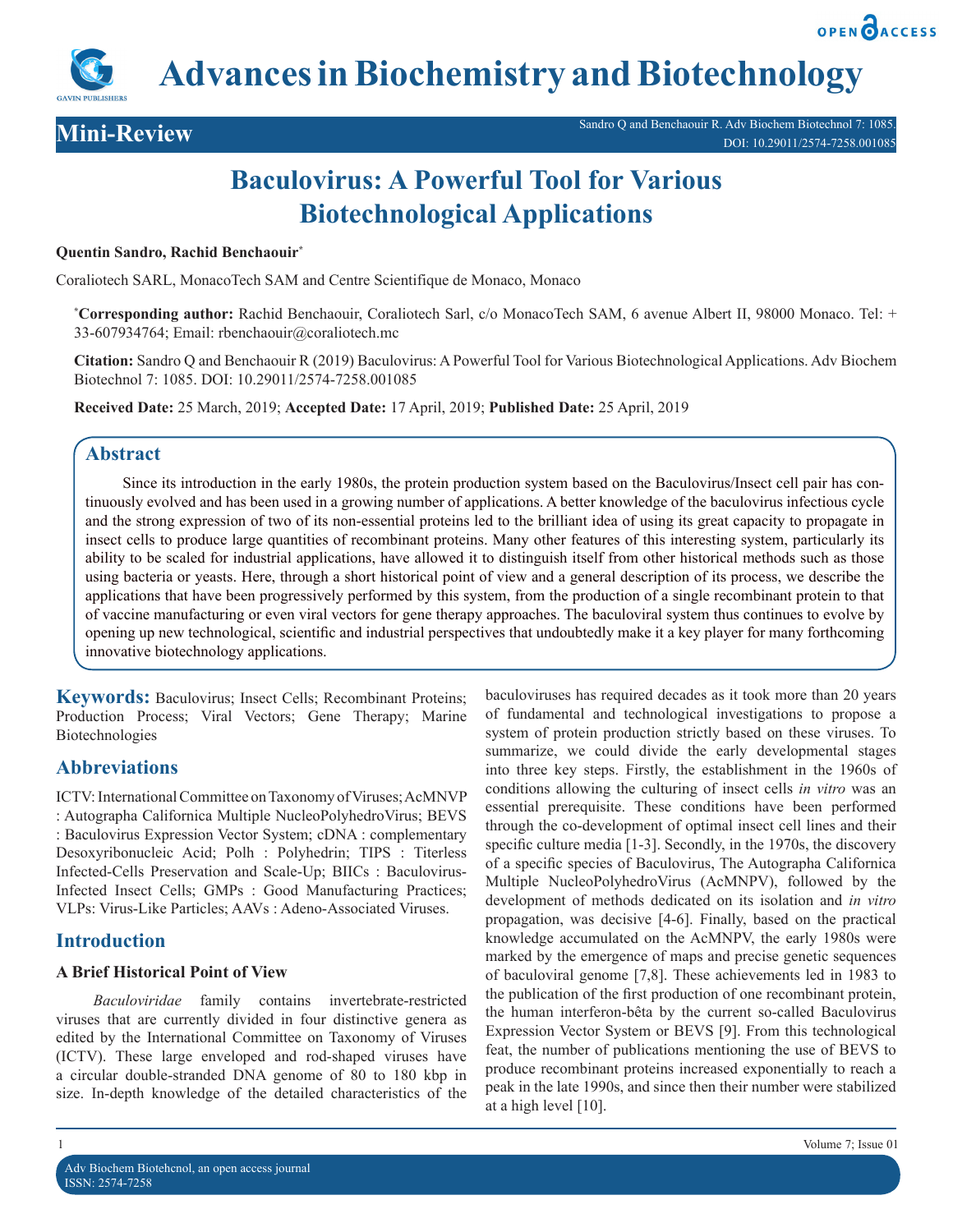# Baculovirus: A Powerful Tool for Various Biotechnological Applications

**Mini-Review**

**Quentin Sandro, Rachid Benchaouir[*]**

Coraliotech SARL, MonacoTech SAM and Centre Scientifique de Monaco, Monaco

[*]**Corresponding author:** Rachid Benchaouir, Coraliotech Sarl, c/o MonacoTech SAM, 6 avenue Albert II, 98000 Monaco. Tel: + 33-607934764; Email: rbenchaouir@coraliotech.mc

**Citation:** Sandro Q and Benchaouir R (2019) Baculovirus: A Powerful Tool for Various Biotechnological Applications. Adv Biochem Biotechnol 7: 1085. DOI: 10.29011/2574-7258.001085

**Received Date:** 25 March, 2019; **Accepted Date:** 17 April, 2019; **Published Date:** 25 April, 2019

## Abstract

Since its introduction in the early 1980s, the protein production system based on the Baculovirus/Insect cell pair has continuously evolved and has been used in a growing number of applications. A better knowledge of the baculovirus infectious cycle and the strong expression of two of its non-essential proteins led to the brilliant idea of using its great capacity to propagate in insect cells to produce large quantities of recombinant proteins. Many other features of this interesting system, particularly its ability to be scaled for industrial applications, have allowed it to distinguish itself from other historical methods such as those using bacteria or yeasts. Here, through a short historical point of view and a general description of its process, we describe the applications that have been progressively performed by this system, from the production of a single recombinant protein to that of vaccine manufacturing or even viral vectors for gene therapy approaches. The baculoviral system thus continues to evolve by opening up new technological, scientific and industrial perspectives that undoubtedly make it a key player for many forthcoming innovative biotechnology applications.

**Keywords:** Baculovirus; Insect Cells; Recombinant Proteins; Production Process; Viral Vectors; Gene Therapy; Marine Biotechnologies

## Abbreviations

ICTV: International Committee on Taxonomy of Viruses; AcMNVP : Autographa Californica Multiple NucleoPolyhedroVirus; BEVS : Baculovirus Expression Vector System; cDNA : complementary Desoxyribonucleic Acid; Polh : Polyhedrin; TIPS : Titerless Infected-Cells Preservation and Scale-Up; BIICs : Baculovirus-Infected Insect Cells; GMPs : Good Manufacturing Practices; VLPs: Virus-Like Particles; AAVs : Adeno-Associated Viruses.

## Introduction

### A Brief Historical Point of View

*Baculoviridae* family contains invertebrate-restricted viruses that are currently divided in four distinctive genera as edited by the International Committee on Taxonomy of Viruses (ICTV). These large enveloped and rod-shaped viruses have a circular double-stranded DNA genome of 80 to 180 kbp in size. In-depth knowledge of the detailed characteristics of the baculoviruses has required decades as it took more than 20 years of fundamental and technological investigations to propose a system of protein production strictly based on these viruses. To summarize, we could divide the early developmental stages into three key steps. Firstly, the establishment in the 1960s of conditions allowing the culturing of insect cells *in vitro* was an essential prerequisite. These conditions have been performed through the co-development of optimal insect cell lines and their specific culture media [1-3]. Secondly, in the 1970s, the discovery of a specific species of Baculovirus, The Autographa Californica Multiple NucleoPolyhedroVirus (AcMNPV), followed by the development of methods dedicated on its isolation and *in vitro* propagation, was decisive [4-6]. Finally, based on the practical knowledge accumulated on the AcMNPV, the early 1980s were marked by the emergence of maps and precise genetic sequences of baculoviral genome [7,8]. These achievements led in 1983 to the publication of the first production of one recombinant protein, the human interferon-bêta by the current so-called Baculovirus Expression Vector System or BEVS [9]. From this technological feat, the number of publications mentioning the use of BEVS to produce recombinant proteins increased exponentially to reach a peak in the late 1990s, and since then their number were stabilized at a high level [10].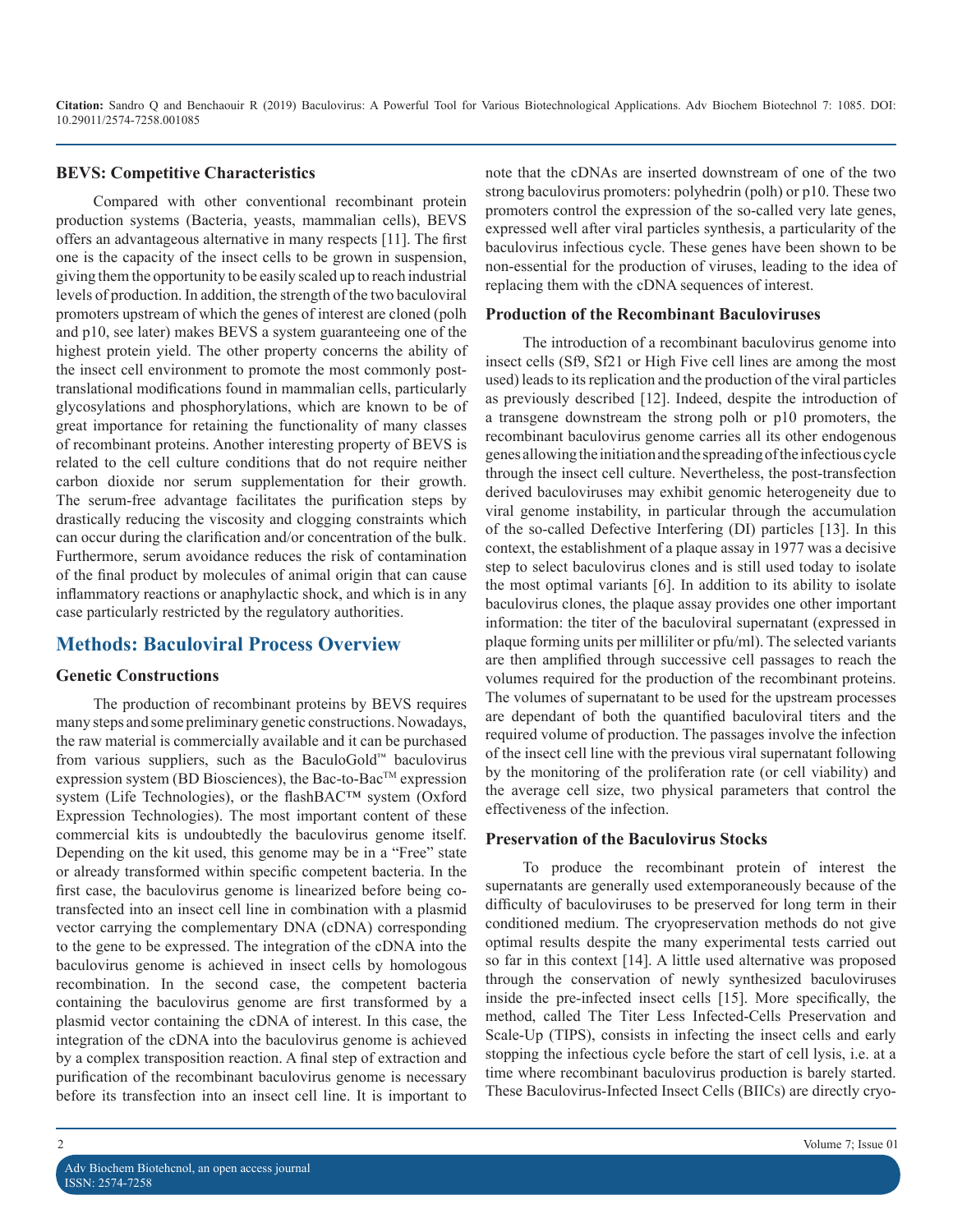### BEVS: Competitive Characteristics

Compared with other conventional recombinant protein production systems (Bacteria, yeasts, mammalian cells), BEVS offers an advantageous alternative in many respects [11]. The first one is the capacity of the insect cells to be grown in suspension, giving them the opportunity to be easily scaled up to reach industrial levels of production. In addition, the strength of the two baculoviral promoters upstream of which the genes of interest are cloned (polh and p10, see later) makes BEVS a system guaranteeing one of the highest protein yield. The other property concerns the ability of the insect cell environment to promote the most commonly post-translational modifications found in mammalian cells, particularly glycosylations and phosphorylations, which are known to be of great importance for retaining the functionality of many classes of recombinant proteins. Another interesting property of BEVS is related to the cell culture conditions that do not require neither carbon dioxide nor serum supplementation for their growth. The serum-free advantage facilitates the purification steps by drastically reducing the viscosity and clogging constraints which can occur during the clarification and/or concentration of the bulk. Furthermore, serum avoidance reduces the risk of contamination of the final product by molecules of animal origin that can cause inflammatory reactions or anaphylactic shock, and which is in any case particularly restricted by the regulatory authorities.

## Methods: Baculoviral Process Overview

### Genetic Constructions

The production of recombinant proteins by BEVS requires many steps and some preliminary genetic constructions. Nowadays, the raw material is commercially available and it can be purchased from various suppliers, such as the BaculoGold™ baculovirus expression system (BD Biosciences), the Bac-to-Bac™ expression system (Life Technologies), or the flashBAC™ system (Oxford Expression Technologies). The most important content of these commercial kits is undoubtedly the baculovirus genome itself. Depending on the kit used, this genome may be in a "Free" state or already transformed within specific competent bacteria. In the first case, the baculovirus genome is linearized before being co-transfected into an insect cell line in combination with a plasmid vector carrying the complementary DNA (cDNA) corresponding to the gene to be expressed. The integration of the cDNA into the baculovirus genome is achieved in insect cells by homologous recombination. In the second case, the competent bacteria containing the baculovirus genome are first transformed by a plasmid vector containing the cDNA of interest. In this case, the integration of the cDNA into the baculovirus genome is achieved by a complex transposition reaction. A final step of extraction and purification of the recombinant baculovirus genome is necessary before its transfection into an insect cell line. It is important to note that the cDNAs are inserted downstream of one of the two strong baculovirus promoters: polyhedrin (polh) or p10. These two promoters control the expression of the so-called very late genes, expressed well after viral particles synthesis, a particularity of the baculovirus infectious cycle. These genes have been shown to be non-essential for the production of viruses, leading to the idea of replacing them with the cDNA sequences of interest.

### Production of the Recombinant Baculoviruses

The introduction of a recombinant baculovirus genome into insect cells (Sf9, Sf21 or High Five cell lines are among the most used) leads to its replication and the production of the viral particles as previously described [12]. Indeed, despite the introduction of a transgene downstream the strong polh or p10 promoters, the recombinant baculovirus genome carries all its other endogenous genes allowing the initiation and the spreading of the infectious cycle through the insect cell culture. Nevertheless, the post-transfection derived baculoviruses may exhibit genomic heterogeneity due to viral genome instability, in particular through the accumulation of the so-called Defective Interfering (DI) particles [13]. In this context, the establishment of a plaque assay in 1977 was a decisive step to select baculovirus clones and is still used today to isolate the most optimal variants [6]. In addition to its ability to isolate baculovirus clones, the plaque assay provides one other important information: the titer of the baculoviral supernatant (expressed in plaque forming units per milliliter or pfu/ml). The selected variants are then amplified through successive cell passages to reach the volumes required for the production of the recombinant proteins. The volumes of supernatant to be used for the upstream processes are dependant of both the quantified baculoviral titers and the required volume of production. The passages involve the infection of the insect cell line with the previous viral supernatant following by the monitoring of the proliferation rate (or cell viability) and the average cell size, two physical parameters that control the effectiveness of the infection.

### Preservation of the Baculovirus Stocks

To produce the recombinant protein of interest the supernatants are generally used extemporaneously because of the difficulty of baculoviruses to be preserved for long term in their conditioned medium. The cryopreservation methods do not give optimal results despite the many experimental tests carried out so far in this context [14]. A little used alternative was proposed through the conservation of newly synthesized baculoviruses inside the pre-infected insect cells [15]. More specifically, the method, called The Titer Less Infected-Cells Preservation and Scale-Up (TIPS), consists in infecting the insect cells and early stopping the infectious cycle before the start of cell lysis, i.e. at a time where recombinant baculovirus production is barely started. These Baculovirus-Infected Insect Cells (BIICs) are directly cryo-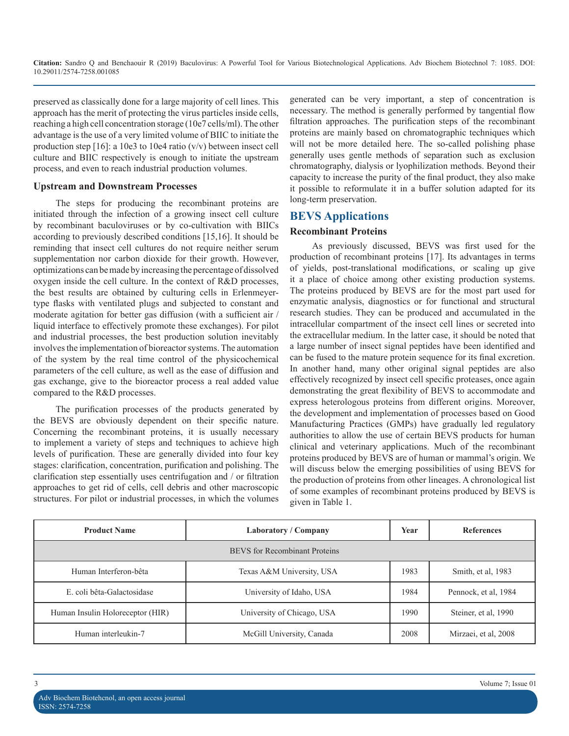preserved as classically done for a large majority of cell lines. This approach has the merit of protecting the virus particles inside cells, reaching a high cell concentration storage (10e7 cells/ml). The other advantage is the use of a very limited volume of BIIC to initiate the production step [16]: a 10e3 to 10e4 ratio (v/v) between insect cell culture and BIIC respectively is enough to initiate the upstream process, and even to reach industrial production volumes.

### Upstream and Downstream Processes

The steps for producing the recombinant proteins are initiated through the infection of a growing insect cell culture by recombinant baculoviruses or by co-cultivation with BIICs according to previously described conditions [15,16]. It should be reminding that insect cell cultures do not require neither serum supplementation nor carbon dioxide for their growth. However, optimizations can be made by increasing the percentage of dissolved oxygen inside the cell culture. In the context of R&D processes, the best results are obtained by culturing cells in Erlenmeyer-type flasks with ventilated plugs and subjected to constant and moderate agitation for better gas diffusion (with a sufficient air / liquid interface to effectively promote these exchanges). For pilot and industrial processes, the best production solution inevitably involves the implementation of bioreactor systems. The automation of the system by the real time control of the physicochemical parameters of the cell culture, as well as the ease of diffusion and gas exchange, give to the bioreactor process a real added value compared to the R&D processes.

The purification processes of the products generated by the BEVS are obviously dependent on their specific nature. Concerning the recombinant proteins, it is usually necessary to implement a variety of steps and techniques to achieve high levels of purification. These are generally divided into four key stages: clarification, concentration, purification and polishing. The clarification step essentially uses centrifugation and / or filtration approaches to get rid of cells, cell debris and other macroscopic structures. For pilot or industrial processes, in which the volumes generated can be very important, a step of concentration is necessary. The method is generally performed by tangential flow filtration approaches. The purification steps of the recombinant proteins are mainly based on chromatographic techniques which will not be more detailed here. The so-called polishing phase generally uses gentle methods of separation such as exclusion chromatography, dialysis or lyophilization methods. Beyond their capacity to increase the purity of the final product, they also make it possible to reformulate it in a buffer solution adapted for its long-term preservation.

## BEVS Applications

### Recombinant Proteins

As previously discussed, BEVS was first used for the production of recombinant proteins [17]. Its advantages in terms of yields, post-translational modifications, or scaling up give it a place of choice among other existing production systems. The proteins produced by BEVS are for the most part used for enzymatic analysis, diagnostics or for functional and structural research studies. They can be produced and accumulated in the intracellular compartment of the insect cell lines or secreted into the extracellular medium. In the latter case, it should be noted that a large number of insect signal peptides have been identified and can be fused to the mature protein sequence for its final excretion. In another hand, many other original signal peptides are also effectively recognized by insect cell specific proteases, once again demonstrating the great flexibility of BEVS to accommodate and express heterologous proteins from different origins. Moreover, the development and implementation of processes based on Good Manufacturing Practices (GMPs) have gradually led regulatory authorities to allow the use of certain BEVS products for human clinical and veterinary applications. Much of the recombinant proteins produced by BEVS are of human or mammal's origin. We will discuss below the emerging possibilities of using BEVS for the production of proteins from other lineages. A chronological list of some examples of recombinant proteins produced by BEVS is given in Table 1.

| Product Name | Laboratory / Company | Year | References |
|---|---|---|---|
| BEVS for Recombinant Proteins | | | |
| Human Interferon-bêta | Texas A&M University, USA | 1983 | Smith, et al, 1983 |
| E. coli bêta-Galactosidase | University of Idaho, USA | 1984 | Pennock, et al, 1984 |
| Human Insulin Holoreceptor (HIR) | University of Chicago, USA | 1990 | Steiner, et al, 1990 |
| Human interleukin-7 | McGill University, Canada | 2008 | Mirzaei, et al, 2008 |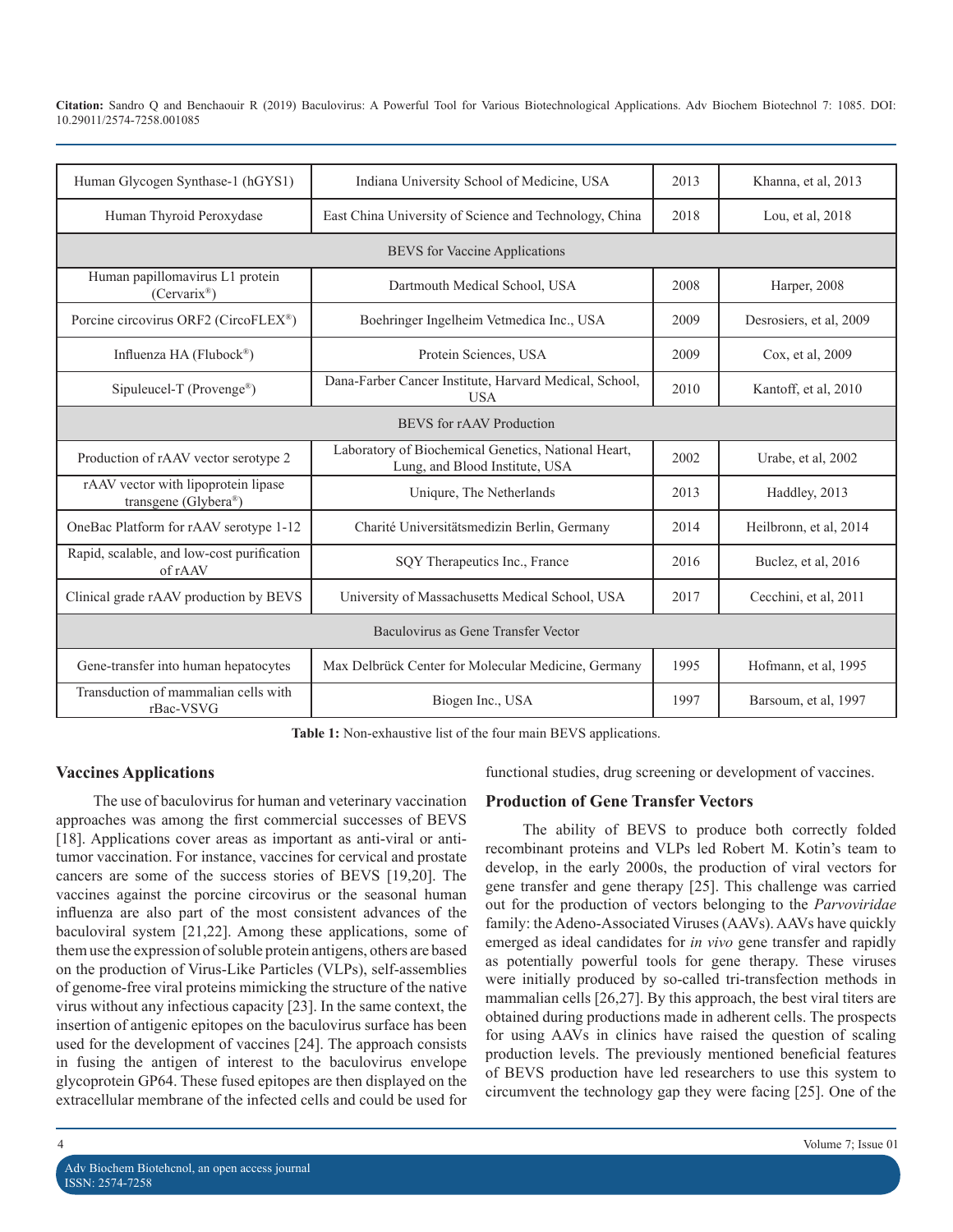| | | | |
|---|---|---|---|
| Human Glycogen Synthase-1 (hGYS1) | Indiana University School of Medicine, USA | 2013 | Khanna, et al, 2013 |
| Human Thyroid Peroxydase | East China University of Science and Technology, China | 2018 | Lou, et al, 2018 |
| BEVS for Vaccine Applications | | | |
| Human papillomavirus L1 protein (Cervarix®) | Dartmouth Medical School, USA | 2008 | Harper, 2008 |
| Porcine circovirus ORF2 (CircoFLEX®) | Boehringer Ingelheim Vetmedica Inc., USA | 2009 | Desrosiers, et al, 2009 |
| Influenza HA (Flubock®) | Protein Sciences, USA | 2009 | Cox, et al, 2009 |
| Sipuleucel-T (Provenge®) | Dana-Farber Cancer Institute, Harvard Medical, School, USA | 2010 | Kantoff, et al, 2010 |
| BEVS for rAAV Production | | | |
| Production of rAAV vector serotype 2 | Laboratory of Biochemical Genetics, National Heart, Lung, and Blood Institute, USA | 2002 | Urabe, et al, 2002 |
| rAAV vector with lipoprotein lipase transgene (Glybera®) | Uniqure, The Netherlands | 2013 | Haddley, 2013 |
| OneBac Platform for rAAV serotype 1-12 | Charité Universitätsmedizin Berlin, Germany | 2014 | Heilbronn, et al, 2014 |
| Rapid, scalable, and low-cost purification of rAAV | SQY Therapeutics Inc., France | 2016 | Buclez, et al, 2016 |
| Clinical grade rAAV production by BEVS | University of Massachusetts Medical School, USA | 2017 | Cecchini, et al, 2011 |
| Baculovirus as Gene Transfer Vector | | | |
| Gene-transfer into human hepatocytes | Max Delbrück Center for Molecular Medicine, Germany | 1995 | Hofmann, et al, 1995 |
| Transduction of mammalian cells with rBac-VSVG | Biogen Inc., USA | 1997 | Barsoum, et al, 1997 |

**Table 1:** Non-exhaustive list of the four main BEVS applications.

## Vaccines Applications

The use of baculovirus for human and veterinary vaccination approaches was among the first commercial successes of BEVS [18]. Applications cover areas as important as anti-viral or anti-tumor vaccination. For instance, vaccines for cervical and prostate cancers are some of the success stories of BEVS [19,20]. The vaccines against the porcine circovirus or the seasonal human influenza are also part of the most consistent advances of the baculoviral system [21,22]. Among these applications, some of them use the expression of soluble protein antigens, others are based on the production of Virus-Like Particles (VLPs), self-assemblies of genome-free viral proteins mimicking the structure of the native virus without any infectious capacity [23]. In the same context, the insertion of antigenic epitopes on the baculovirus surface has been used for the development of vaccines [24]. The approach consists in fusing the antigen of interest to the baculovirus envelope glycoprotein GP64. These fused epitopes are then displayed on the extracellular membrane of the infected cells and could be used for functional studies, drug screening or development of vaccines.

## Production of Gene Transfer Vectors

The ability of BEVS to produce both correctly folded recombinant proteins and VLPs led Robert M. Kotin's team to develop, in the early 2000s, the production of viral vectors for gene transfer and gene therapy [25]. This challenge was carried out for the production of vectors belonging to the *Parvoviridae* family: the Adeno-Associated Viruses (AAVs). AAVs have quickly emerged as ideal candidates for *in vivo* gene transfer and rapidly as potentially powerful tools for gene therapy. These viruses were initially produced by so-called tri-transfection methods in mammalian cells [26,27]. By this approach, the best viral titers are obtained during productions made in adherent cells. The prospects for using AAVs in clinics have raised the question of scaling production levels. The previously mentioned beneficial features of BEVS production have led researchers to use this system to circumvent the technology gap they were facing [25]. One of the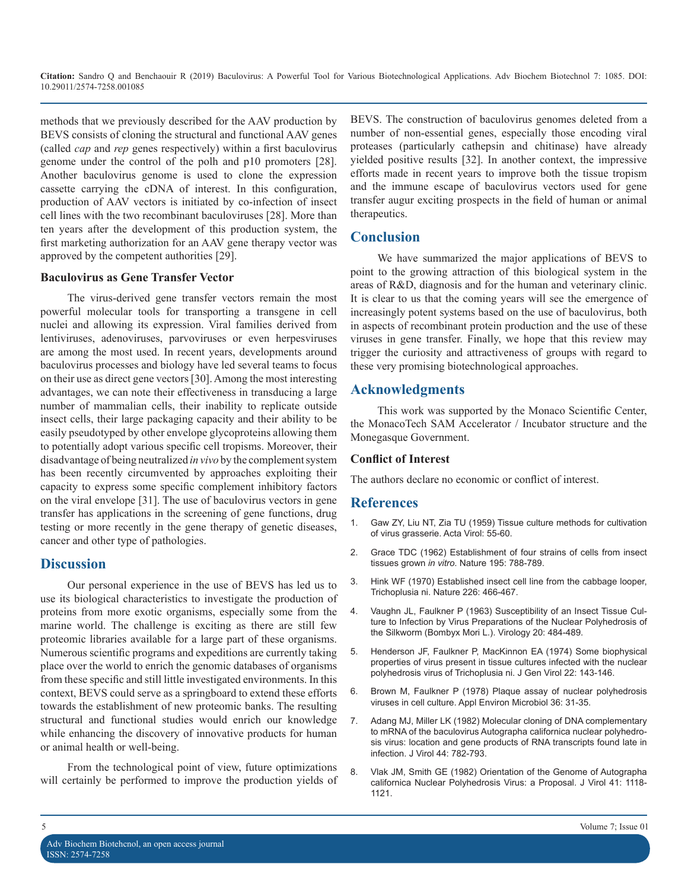methods that we previously described for the AAV production by BEVS consists of cloning the structural and functional AAV genes (called *cap* and *rep* genes respectively) within a first baculovirus genome under the control of the polh and p10 promoters [28]. Another baculovirus genome is used to clone the expression cassette carrying the cDNA of interest. In this configuration, production of AAV vectors is initiated by co-infection of insect cell lines with the two recombinant baculoviruses [28]. More than ten years after the development of this production system, the first marketing authorization for an AAV gene therapy vector was approved by the competent authorities [29].

### Baculovirus as Gene Transfer Vector

The virus-derived gene transfer vectors remain the most powerful molecular tools for transporting a transgene in cell nuclei and allowing its expression. Viral families derived from lentiviruses, adenoviruses, parvoviruses or even herpesviruses are among the most used. In recent years, developments around baculovirus processes and biology have led several teams to focus on their use as direct gene vectors [30]. Among the most interesting advantages, we can note their effectiveness in transducing a large number of mammalian cells, their inability to replicate outside insect cells, their large packaging capacity and their ability to be easily pseudotyped by other envelope glycoproteins allowing them to potentially adopt various specific cell tropisms. Moreover, their disadvantage of being neutralized *in vivo* by the complement system has been recently circumvented by approaches exploiting their capacity to express some specific complement inhibitory factors on the viral envelope [31]. The use of baculovirus vectors in gene transfer has applications in the screening of gene functions, drug testing or more recently in the gene therapy of genetic diseases, cancer and other type of pathologies.

## Discussion

Our personal experience in the use of BEVS has led us to use its biological characteristics to investigate the production of proteins from more exotic organisms, especially some from the marine world. The challenge is exciting as there are still few proteomic libraries available for a large part of these organisms. Numerous scientific programs and expeditions are currently taking place over the world to enrich the genomic databases of organisms from these specific and still little investigated environments. In this context, BEVS could serve as a springboard to extend these efforts towards the establishment of new proteomic banks. The resulting structural and functional studies would enrich our knowledge while enhancing the discovery of innovative products for human or animal health or well-being.

From the technological point of view, future optimizations will certainly be performed to improve the production yields of BEVS. The construction of baculovirus genomes deleted from a number of non-essential genes, especially those encoding viral proteases (particularly cathepsin and chitinase) have already yielded positive results [32]. In another context, the impressive efforts made in recent years to improve both the tissue tropism and the immune escape of baculovirus vectors used for gene transfer augur exciting prospects in the field of human or animal therapeutics.

## Conclusion

We have summarized the major applications of BEVS to point to the growing attraction of this biological system in the areas of R&D, diagnosis and for the human and veterinary clinic. It is clear to us that the coming years will see the emergence of increasingly potent systems based on the use of baculovirus, both in aspects of recombinant protein production and the use of these viruses in gene transfer. Finally, we hope that this review may trigger the curiosity and attractiveness of groups with regard to these very promising biotechnological approaches.

## Acknowledgments

This work was supported by the Monaco Scientific Center, the MonacoTech SAM Accelerator / Incubator structure and the Monegasque Government.

### Conflict of Interest

The authors declare no economic or conflict of interest.

## References

1. Gaw ZY, Liu NT, Zia TU (1959) Tissue culture methods for cultivation of virus grasserie. Acta Virol: 55-60.
2. Grace TDC (1962) Establishment of four strains of cells from insect tissues grown *in vitro*. Nature 195: 788-789.
3. Hink WF (1970) Established insect cell line from the cabbage looper, Trichoplusia ni. Nature 226: 466-467.
4. Vaughn JL, Faulkner P (1963) Susceptibility of an Insect Tissue Culture to Infection by Virus Preparations of the Nuclear Polyhedrosis of the Silkworm (Bombyx Mori L.). Virology 20: 484-489.
5. Henderson JF, Faulkner P, MacKinnon EA (1974) Some biophysical properties of virus present in tissue cultures infected with the nuclear polyhedrosis virus of Trichoplusia ni. J Gen Virol 22: 143-146.
6. Brown M, Faulkner P (1978) Plaque assay of nuclear polyhedrosis viruses in cell culture. Appl Environ Microbiol 36: 31-35.
7. Adang MJ, Miller LK (1982) Molecular cloning of DNA complementary to mRNA of the baculovirus Autographa californica nuclear polyhedrosis virus: location and gene products of RNA transcripts found late in infection. J Virol 44: 782-793.
8. Vlak JM, Smith GE (1982) Orientation of the Genome of Autographa californica Nuclear Polyhedrosis Virus: a Proposal. J Virol 41: 1118-1121.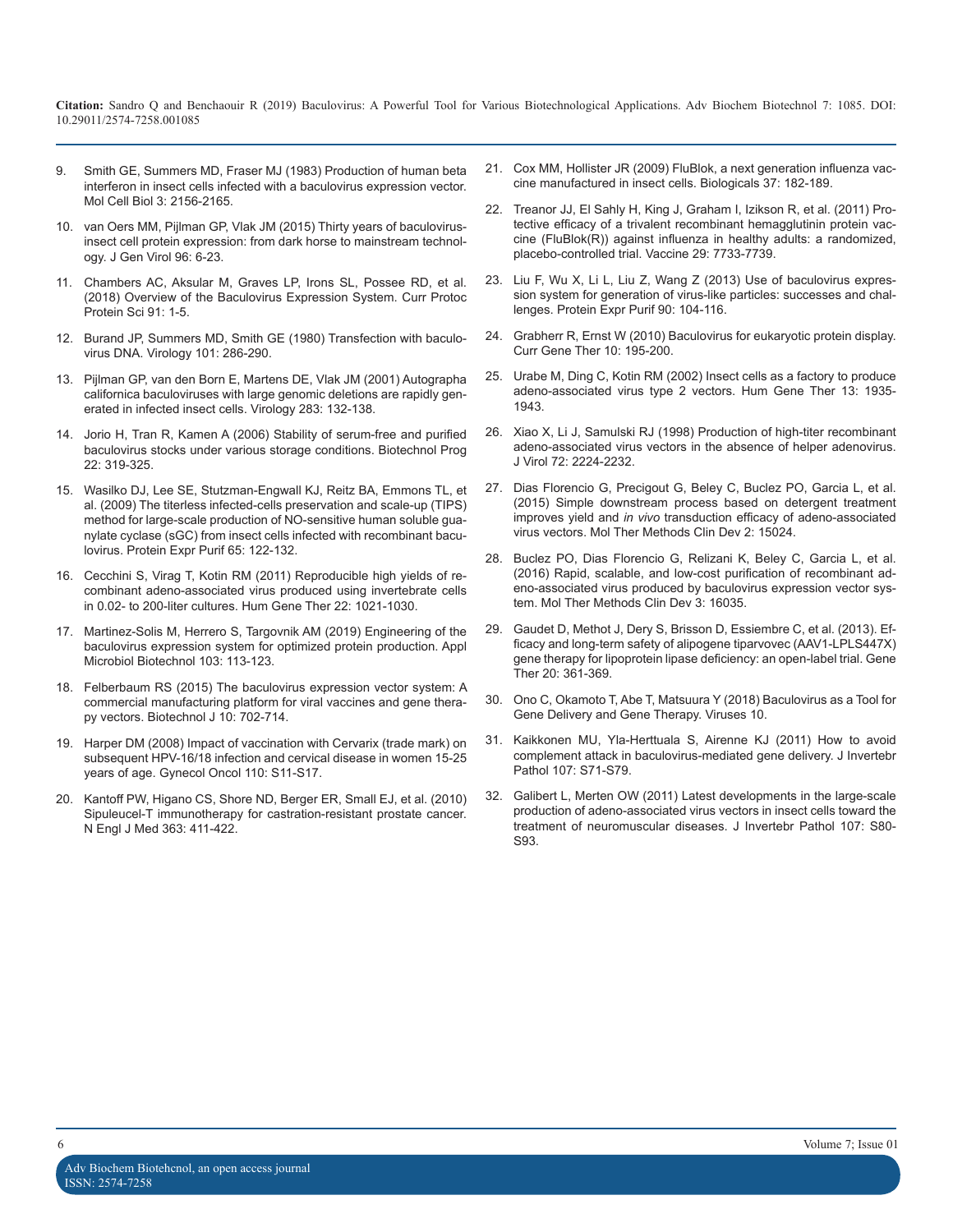9. Smith GE, Summers MD, Fraser MJ (1983) Production of human beta interferon in insect cells infected with a baculovirus expression vector. Mol Cell Biol 3: 2156-2165.

10. van Oers MM, Pijlman GP, Vlak JM (2015) Thirty years of baculovirus-insect cell protein expression: from dark horse to mainstream technology. J Gen Virol 96: 6-23.

11. Chambers AC, Aksular M, Graves LP, Irons SL, Possee RD, et al. (2018) Overview of the Baculovirus Expression System. Curr Protoc Protein Sci 91: 1-5.

12. Burand JP, Summers MD, Smith GE (1980) Transfection with baculovirus DNA. Virology 101: 286-290.

13. Pijlman GP, van den Born E, Martens DE, Vlak JM (2001) Autographa californica baculoviruses with large genomic deletions are rapidly generated in infected insect cells. Virology 283: 132-138.

14. Jorio H, Tran R, Kamen A (2006) Stability of serum-free and purified baculovirus stocks under various storage conditions. Biotechnol Prog 22: 319-325.

15. Wasilko DJ, Lee SE, Stutzman-Engwall KJ, Reitz BA, Emmons TL, et al. (2009) The titerless infected-cells preservation and scale-up (TIPS) method for large-scale production of NO-sensitive human soluble guanylate cyclase (sGC) from insect cells infected with recombinant baculovirus. Protein Expr Purif 65: 122-132.

16. Cecchini S, Virag T, Kotin RM (2011) Reproducible high yields of recombinant adeno-associated virus produced using invertebrate cells in 0.02- to 200-liter cultures. Hum Gene Ther 22: 1021-1030.

17. Martinez-Solis M, Herrero S, Targovnik AM (2019) Engineering of the baculovirus expression system for optimized protein production. Appl Microbiol Biotechnol 103: 113-123.

18. Felberbaum RS (2015) The baculovirus expression vector system: A commercial manufacturing platform for viral vaccines and gene therapy vectors. Biotechnol J 10: 702-714.

19. Harper DM (2008) Impact of vaccination with Cervarix (trade mark) on subsequent HPV-16/18 infection and cervical disease in women 15-25 years of age. Gynecol Oncol 110: S11-S17.

20. Kantoff PW, Higano CS, Shore ND, Berger ER, Small EJ, et al. (2010) Sipuleucel-T immunotherapy for castration-resistant prostate cancer. N Engl J Med 363: 411-422.

21. Cox MM, Hollister JR (2009) FluBlok, a next generation influenza vaccine manufactured in insect cells. Biologicals 37: 182-189.

22. Treanor JJ, El Sahly H, King J, Graham I, Izikson R, et al. (2011) Protective efficacy of a trivalent recombinant hemagglutinin protein vaccine (FluBlok(R)) against influenza in healthy adults: a randomized, placebo-controlled trial. Vaccine 29: 7733-7739.

23. Liu F, Wu X, Li L, Liu Z, Wang Z (2013) Use of baculovirus expression system for generation of virus-like particles: successes and challenges. Protein Expr Purif 90: 104-116.

24. Grabherr R, Ernst W (2010) Baculovirus for eukaryotic protein display. Curr Gene Ther 10: 195-200.

25. Urabe M, Ding C, Kotin RM (2002) Insect cells as a factory to produce adeno-associated virus type 2 vectors. Hum Gene Ther 13: 1935-1943.

26. Xiao X, Li J, Samulski RJ (1998) Production of high-titer recombinant adeno-associated virus vectors in the absence of helper adenovirus. J Virol 72: 2224-2232.

27. Dias Florencio G, Precigout G, Beley C, Buclez PO, Garcia L, et al. (2015) Simple downstream process based on detergent treatment improves yield and *in vivo* transduction efficacy of adeno-associated virus vectors. Mol Ther Methods Clin Dev 2: 15024.

28. Buclez PO, Dias Florencio G, Relizani K, Beley C, Garcia L, et al. (2016) Rapid, scalable, and low-cost purification of recombinant adeno-associated virus produced by baculovirus expression vector system. Mol Ther Methods Clin Dev 3: 16035.

29. Gaudet D, Methot J, Dery S, Brisson D, Essiembre C, et al. (2013). Efficacy and long-term safety of alipogene tiparvovec (AAV1-LPLS447X) gene therapy for lipoprotein lipase deficiency: an open-label trial. Gene Ther 20: 361-369.

30. Ono C, Okamoto T, Abe T, Matsuura Y (2018) Baculovirus as a Tool for Gene Delivery and Gene Therapy. Viruses 10.

31. Kaikkonen MU, Yla-Herttuala S, Airenne KJ (2011) How to avoid complement attack in baculovirus-mediated gene delivery. J Invertebr Pathol 107: S71-S79.

32. Galibert L, Merten OW (2011) Latest developments in the large-scale production of adeno-associated virus vectors in insect cells toward the treatment of neuromuscular diseases. J Invertebr Pathol 107: S80-S93.